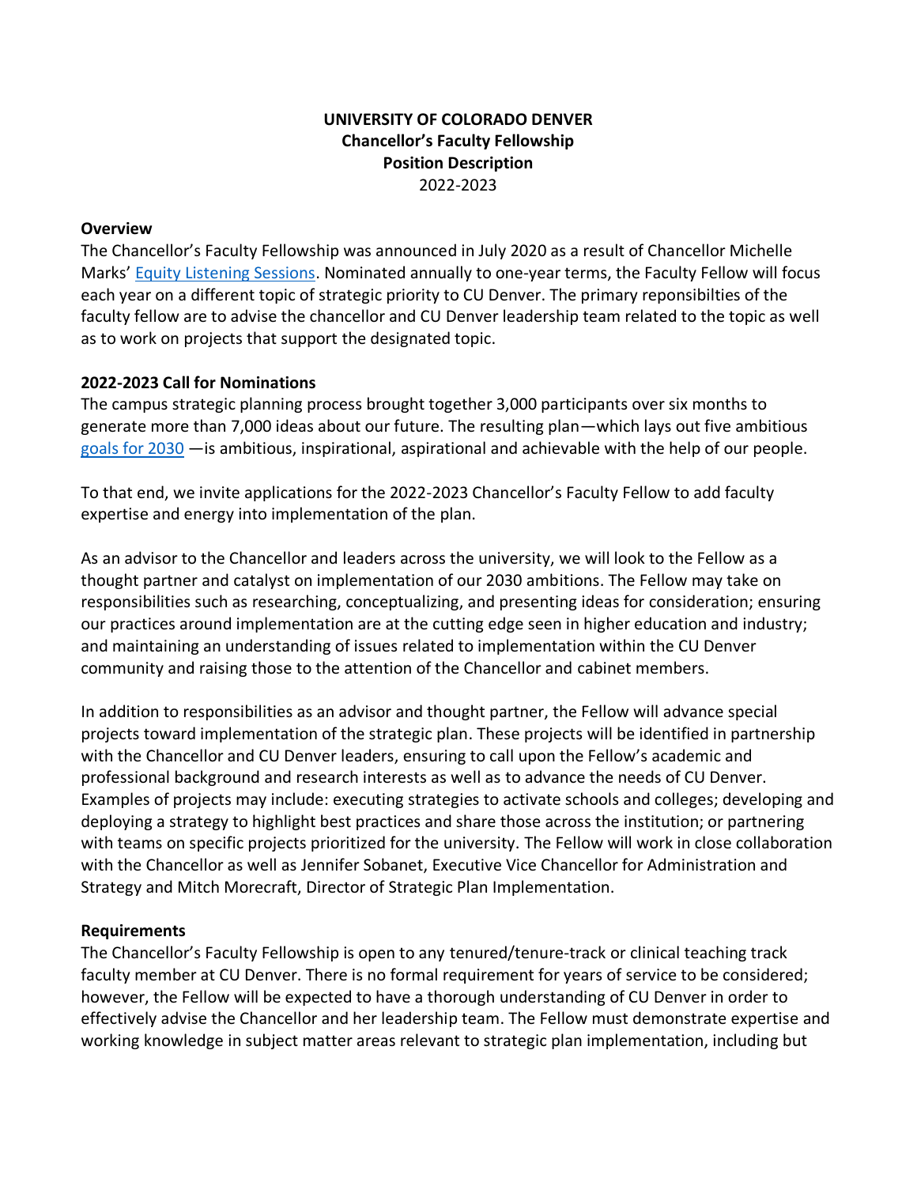**UNIVERSITY OF COLORADO DENVER**
**Chancellor's Faculty Fellowship**
**Position Description**
2022-2023

**Overview**

The Chancellor's Faculty Fellowship was announced in July 2020 as a result of Chancellor Michelle Marks' [Equity Listening Sessions](). Nominated annually to one-year terms, the Faculty Fellow will focus each year on a different topic of strategic priority to CU Denver. The primary reponsibilties of the faculty fellow are to advise the chancellor and CU Denver leadership team related to the topic as well as to work on projects that support the designated topic.

**2022-2023 Call for Nominations**

The campus strategic planning process brought together 3,000 participants over six months to generate more than 7,000 ideas about our future. The resulting plan—which lays out five ambitious [goals for 2030]() —is ambitious, inspirational, aspirational and achievable with the help of our people.

To that end, we invite applications for the 2022-2023 Chancellor's Faculty Fellow to add faculty expertise and energy into implementation of the plan.

As an advisor to the Chancellor and leaders across the university, we will look to the Fellow as a thought partner and catalyst on implementation of our 2030 ambitions. The Fellow may take on responsibilities such as researching, conceptualizing, and presenting ideas for consideration; ensuring our practices around implementation are at the cutting edge seen in higher education and industry; and maintaining an understanding of issues related to implementation within the CU Denver community and raising those to the attention of the Chancellor and cabinet members.

In addition to responsibilities as an advisor and thought partner, the Fellow will advance special projects toward implementation of the strategic plan. These projects will be identified in partnership with the Chancellor and CU Denver leaders, ensuring to call upon the Fellow's academic and professional background and research interests as well as to advance the needs of CU Denver. Examples of projects may include: executing strategies to activate schools and colleges; developing and deploying a strategy to highlight best practices and share those across the institution; or partnering with teams on specific projects prioritized for the university. The Fellow will work in close collaboration with the Chancellor as well as Jennifer Sobanet, Executive Vice Chancellor for Administration and Strategy and Mitch Morecraft, Director of Strategic Plan Implementation.

**Requirements**

The Chancellor's Faculty Fellowship is open to any tenured/tenure-track or clinical teaching track faculty member at CU Denver. There is no formal requirement for years of service to be considered; however, the Fellow will be expected to have a thorough understanding of CU Denver in order to effectively advise the Chancellor and her leadership team. The Fellow must demonstrate expertise and working knowledge in subject matter areas relevant to strategic plan implementation, including but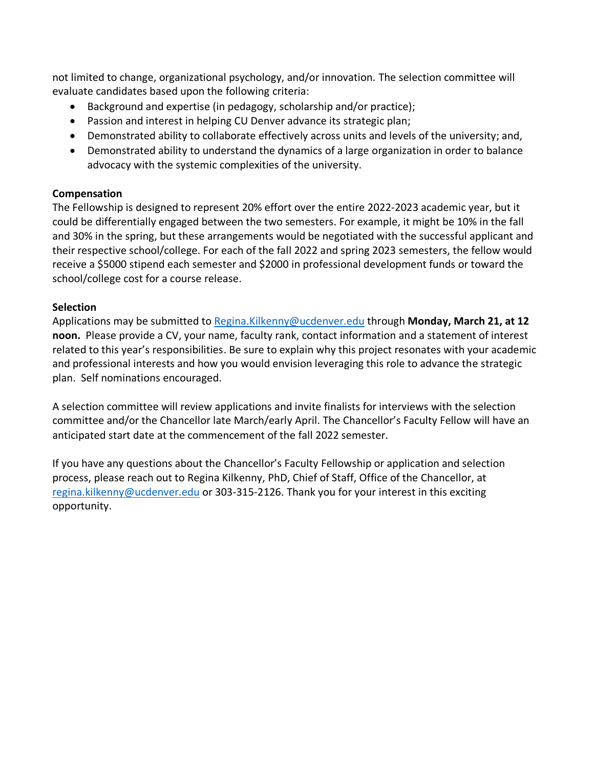not limited to change, organizational psychology, and/or innovation. The selection committee will evaluate candidates based upon the following criteria:

- Background and expertise (in pedagogy, scholarship and/or practice);
- Passion and interest in helping CU Denver advance its strategic plan;
- Demonstrated ability to collaborate effectively across units and levels of the university; and,
- Demonstrated ability to understand the dynamics of a large organization in order to balance advocacy with the systemic complexities of the university.

**Compensation**

The Fellowship is designed to represent 20% effort over the entire 2022-2023 academic year, but it could be differentially engaged between the two semesters. For example, it might be 10% in the fall and 30% in the spring, but these arrangements would be negotiated with the successful applicant and their respective school/college. For each of the fall 2022 and spring 2023 semesters, the fellow would receive a $5000 stipend each semester and $2000 in professional development funds or toward the school/college cost for a course release.

**Selection**

Applications may be submitted to [Regina.Kilkenny@ucdenver.edu](mailto:Regina.Kilkenny@ucdenver.edu) through **Monday, March 21, at 12 noon.** Please provide a CV, your name, faculty rank, contact information and a statement of interest related to this year's responsibilities. Be sure to explain why this project resonates with your academic and professional interests and how you would envision leveraging this role to advance the strategic plan. Self nominations encouraged.

A selection committee will review applications and invite finalists for interviews with the selection committee and/or the Chancellor late March/early April. The Chancellor's Faculty Fellow will have an anticipated start date at the commencement of the fall 2022 semester.

If you have any questions about the Chancellor's Faculty Fellowship or application and selection process, please reach out to Regina Kilkenny, PhD, Chief of Staff, Office of the Chancellor, at [regina.kilkenny@ucdenver.edu](mailto:regina.kilkenny@ucdenver.edu) or 303-315-2126. Thank you for your interest in this exciting opportunity.